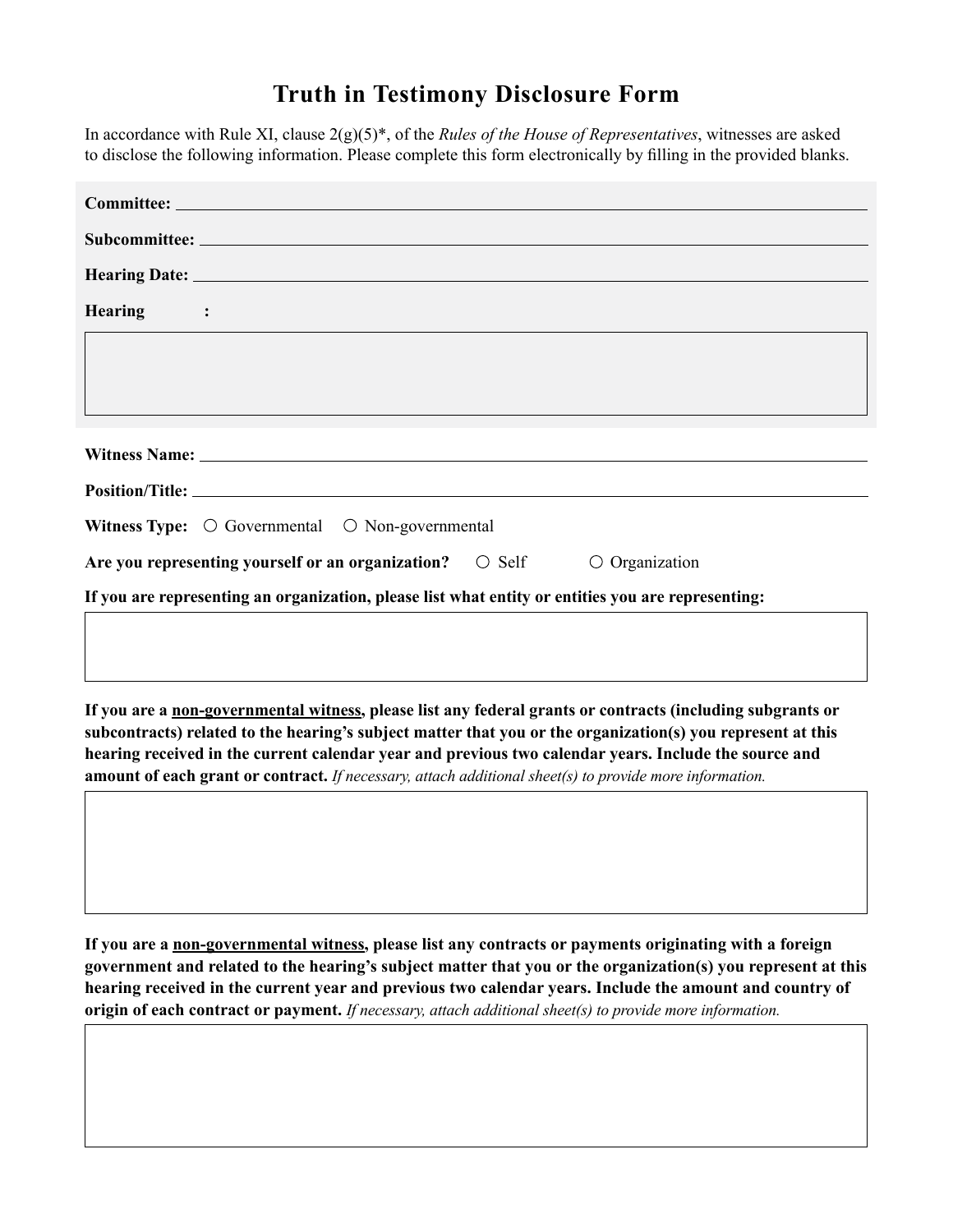# Truth in Testimony Disclosure Form

In accordance with Rule XI, clause 2(g)(5)*, of the *Rules of the House of Representatives*, witnesses are asked to disclose the following information. Please complete this form electronically by filling in the provided blanks.

**Committee:** ______________________________

**Subcommittee:** ______________________________

**Hearing Date:** ______________________________

**Hearing :**

**Witness Name:** ______________________________

**Position/Title:** ______________________________

**Witness Type:** ○ Governmental ○ Non-governmental

**Are you representing yourself or an organization?** ○ Self ○ Organization

**If you are representing an organization, please list what entity or entities you are representing:**

**If you are a non-governmental witness, please list any federal grants or contracts (including subgrants or subcontracts) related to the hearing's subject matter that you or the organization(s) you represent at this hearing received in the current calendar year and previous two calendar years. Include the source and amount of each grant or contract.** *If necessary, attach additional sheet(s) to provide more information.*

**If you are a non-governmental witness, please list any contracts or payments originating with a foreign government and related to the hearing's subject matter that you or the organization(s) you represent at this hearing received in the current year and previous two calendar years. Include the amount and country of origin of each contract or payment.** *If necessary, attach additional sheet(s) to provide more information.*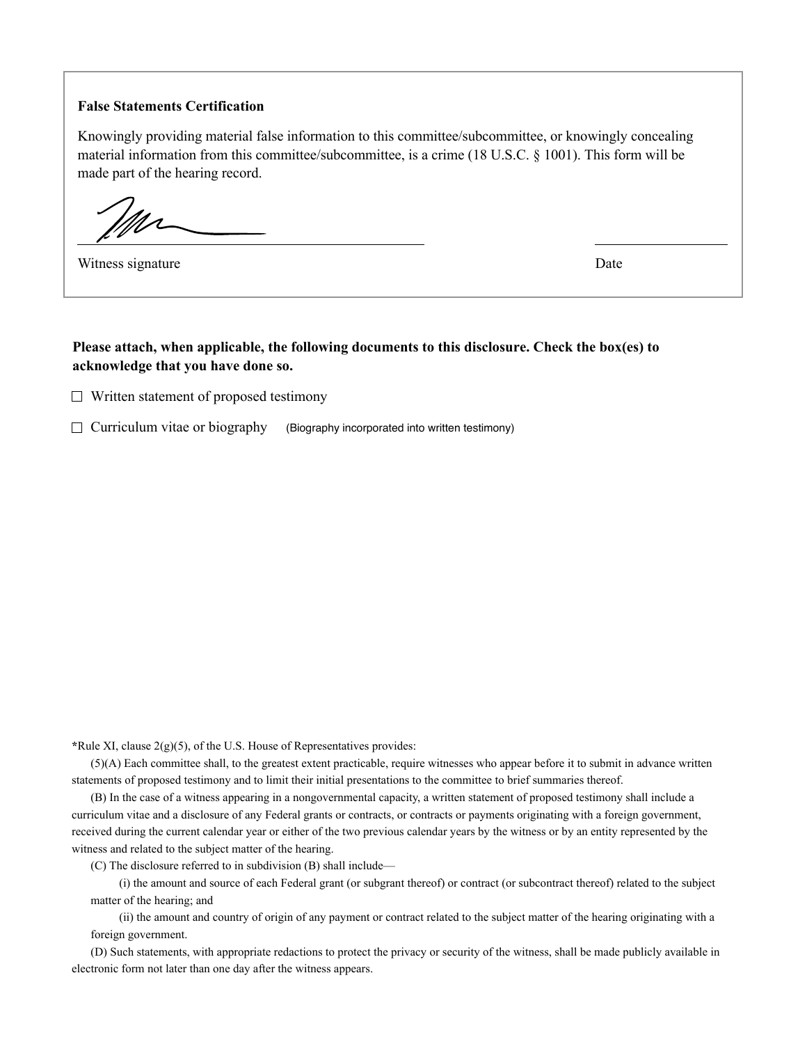**False Statements Certification**

Knowingly providing material false information to this committee/subcommittee, or knowingly concealing material information from this committee/subcommittee, is a crime (18 U.S.C. § 1001). This form will be made part of the hearing record.

Witness signature ______________________ Date ______________

**Please attach, when applicable, the following documents to this disclosure. Check the box(es) to acknowledge that you have done so.**

☐ Written statement of proposed testimony

☐ Curriculum vitae or biography (Biography incorporated into written testimony)

**\***Rule XI, clause 2(g)(5), of the U.S. House of Representatives provides:

(5)(A) Each committee shall, to the greatest extent practicable, require witnesses who appear before it to submit in advance written statements of proposed testimony and to limit their initial presentations to the committee to brief summaries thereof.

(B) In the case of a witness appearing in a nongovernmental capacity, a written statement of proposed testimony shall include a curriculum vitae and a disclosure of any Federal grants or contracts, or contracts or payments originating with a foreign government, received during the current calendar year or either of the two previous calendar years by the witness or by an entity represented by the witness and related to the subject matter of the hearing.

(C) The disclosure referred to in subdivision (B) shall include—

(i) the amount and source of each Federal grant (or subgrant thereof) or contract (or subcontract thereof) related to the subject matter of the hearing; and

(ii) the amount and country of origin of any payment or contract related to the subject matter of the hearing originating with a foreign government.

(D) Such statements, with appropriate redactions to protect the privacy or security of the witness, shall be made publicly available in electronic form not later than one day after the witness appears.